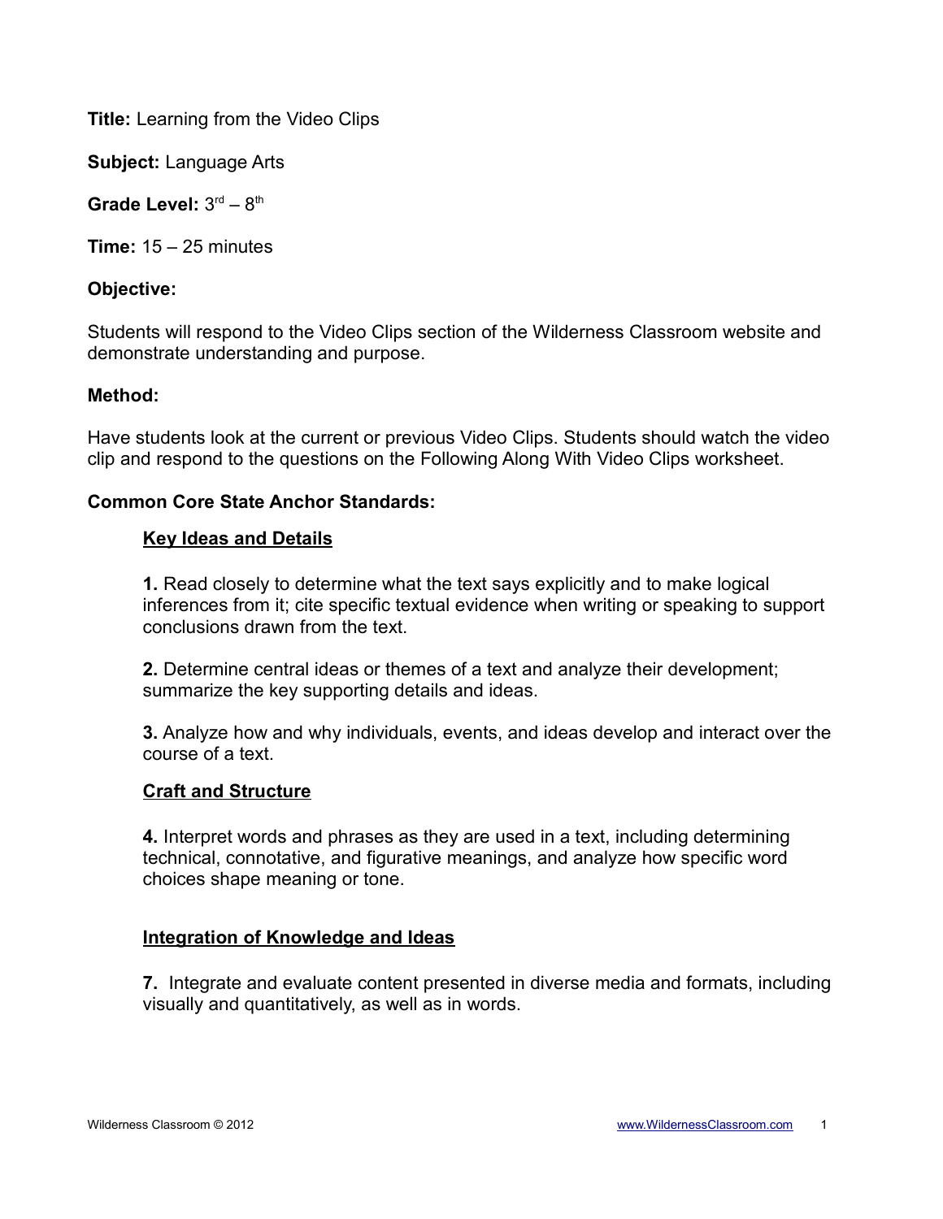**Title:** Learning from the Video Clips

**Subject:** Language Arts

**Grade Level:** 3rd – 8th

**Time:** 15 – 25 minutes

**Objective:**

Students will respond to the Video Clips section of the Wilderness Classroom website and demonstrate understanding and purpose.

**Method:**

Have students look at the current or previous Video Clips. Students should watch the video clip and respond to the questions on the Following Along With Video Clips worksheet.

**Common Core State Anchor Standards:**

**Key Ideas and Details**

**1.** Read closely to determine what the text says explicitly and to make logical inferences from it; cite specific textual evidence when writing or speaking to support conclusions drawn from the text.

**2.** Determine central ideas or themes of a text and analyze their development; summarize the key supporting details and ideas.

**3.** Analyze how and why individuals, events, and ideas develop and interact over the course of a text.

**Craft and Structure**

**4.** Interpret words and phrases as they are used in a text, including determining technical, connotative, and figurative meanings, and analyze how specific word choices shape meaning or tone.

**Integration of Knowledge and Ideas**

**7.** Integrate and evaluate content presented in diverse media and formats, including visually and quantitatively, as well as in words.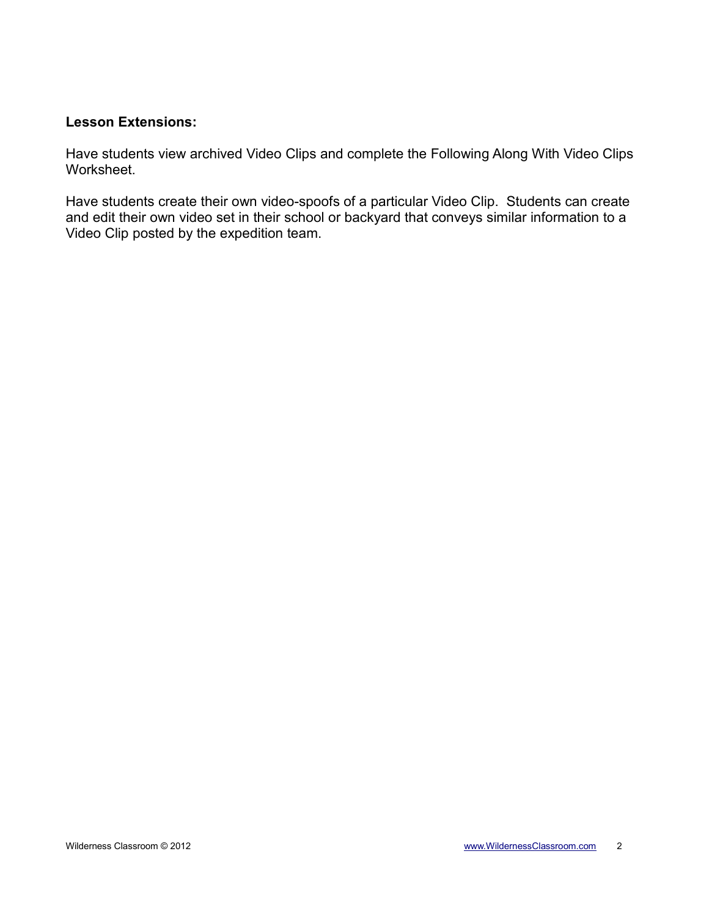**Lesson Extensions:**

Have students view archived Video Clips and complete the Following Along With Video Clips Worksheet.

Have students create their own video-spoofs of a particular Video Clip. Students can create and edit their own video set in their school or backyard that conveys similar information to a Video Clip posted by the expedition team.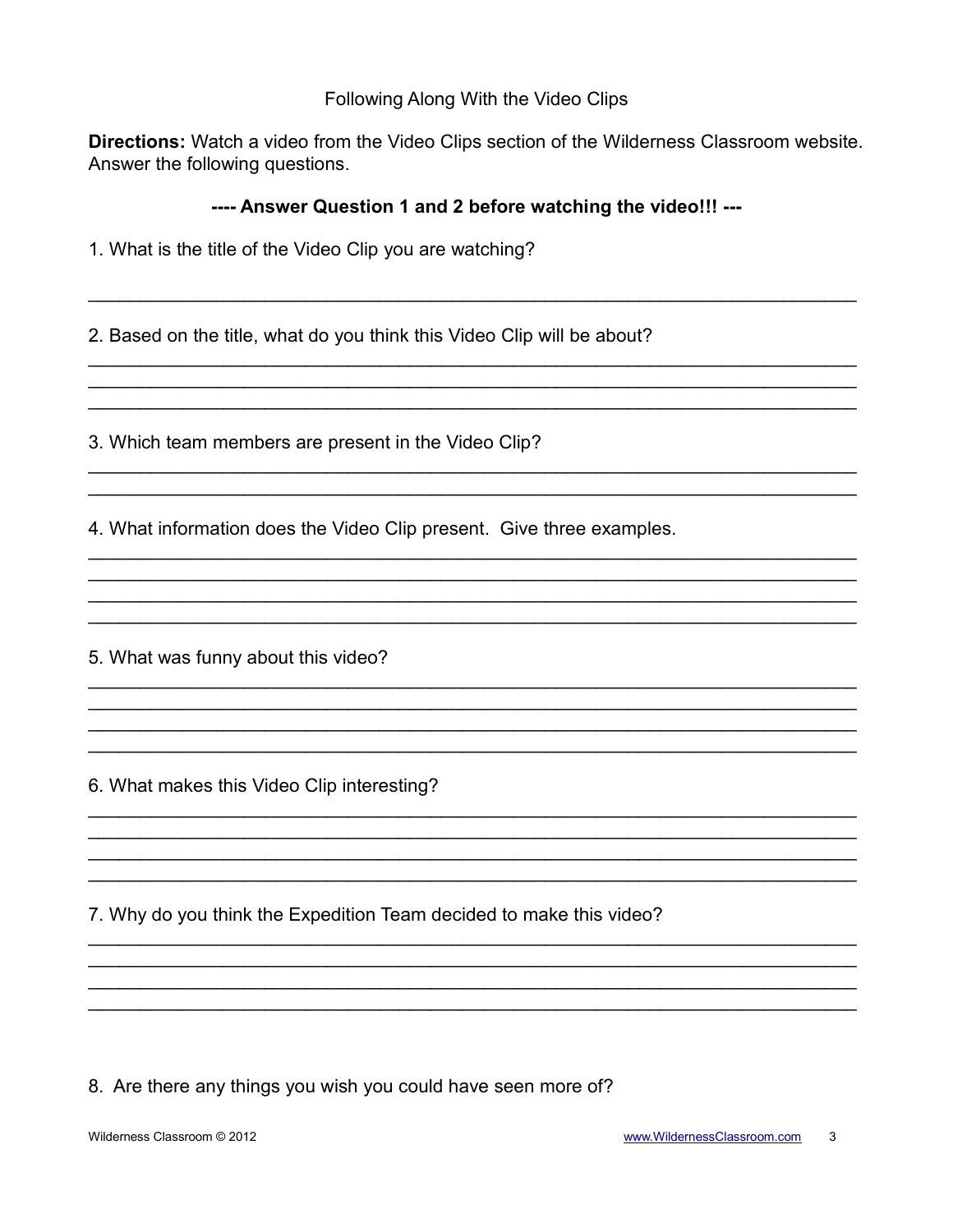Following Along With the Video Clips

**Directions:** Watch a video from the Video Clips section of the Wilderness Classroom website. Answer the following questions.

**---- Answer Question 1 and 2 before watching the video!!! ---**

1. What is the title of the Video Clip you are watching?

______________________________________________________________________________

2. Based on the title, what do you think this Video Clip will be about?

______________________________________________________________________________
______________________________________________________________________________
______________________________________________________________________________

3. Which team members are present in the Video Clip?

______________________________________________________________________________
______________________________________________________________________________

4. What information does the Video Clip present. Give three examples.

______________________________________________________________________________
______________________________________________________________________________
______________________________________________________________________________
______________________________________________________________________________

5. What was funny about this video?

______________________________________________________________________________
______________________________________________________________________________
______________________________________________________________________________
______________________________________________________________________________

6. What makes this Video Clip interesting?

______________________________________________________________________________
______________________________________________________________________________
______________________________________________________________________________
______________________________________________________________________________

7. Why do you think the Expedition Team decided to make this video?

______________________________________________________________________________
______________________________________________________________________________
______________________________________________________________________________
______________________________________________________________________________

8. Are there any things you wish you could have seen more of?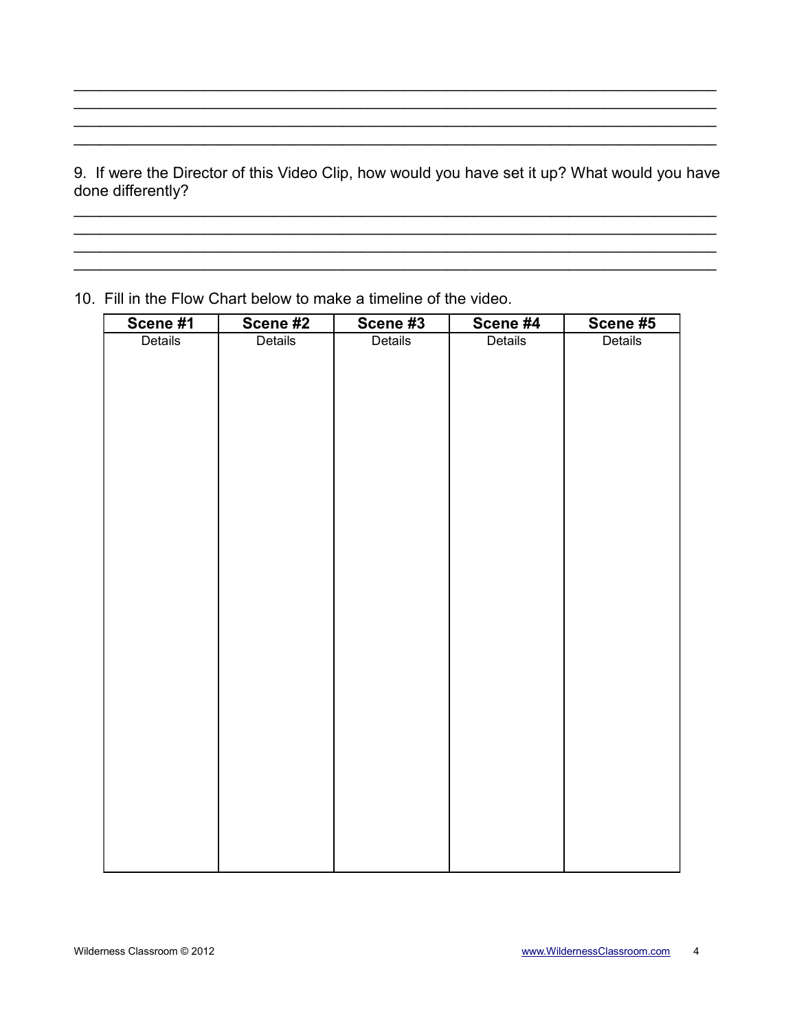\_\_\_\_\_\_\_\_\_\_\_\_\_\_\_\_\_\_\_\_\_\_\_\_\_\_\_\_\_\_\_\_\_\_\_\_\_\_\_\_\_\_\_\_\_\_\_\_\_\_\_\_\_\_\_\_\_\_\_\_\_\_\_\_\_\_\_\_\_\_\_\_\_\_
\_\_\_\_\_\_\_\_\_\_\_\_\_\_\_\_\_\_\_\_\_\_\_\_\_\_\_\_\_\_\_\_\_\_\_\_\_\_\_\_\_\_\_\_\_\_\_\_\_\_\_\_\_\_\_\_\_\_\_\_\_\_\_\_\_\_\_\_\_\_\_\_\_\_
\_\_\_\_\_\_\_\_\_\_\_\_\_\_\_\_\_\_\_\_\_\_\_\_\_\_\_\_\_\_\_\_\_\_\_\_\_\_\_\_\_\_\_\_\_\_\_\_\_\_\_\_\_\_\_\_\_\_\_\_\_\_\_\_\_\_\_\_\_\_\_\_\_\_
\_\_\_\_\_\_\_\_\_\_\_\_\_\_\_\_\_\_\_\_\_\_\_\_\_\_\_\_\_\_\_\_\_\_\_\_\_\_\_\_\_\_\_\_\_\_\_\_\_\_\_\_\_\_\_\_\_\_\_\_\_\_\_\_\_\_\_\_\_\_\_\_\_\_

9. If were the Director of this Video Clip, how would you have set it up? What would you have done differently?

\_\_\_\_\_\_\_\_\_\_\_\_\_\_\_\_\_\_\_\_\_\_\_\_\_\_\_\_\_\_\_\_\_\_\_\_\_\_\_\_\_\_\_\_\_\_\_\_\_\_\_\_\_\_\_\_\_\_\_\_\_\_\_\_\_\_\_\_\_\_\_\_\_\_
\_\_\_\_\_\_\_\_\_\_\_\_\_\_\_\_\_\_\_\_\_\_\_\_\_\_\_\_\_\_\_\_\_\_\_\_\_\_\_\_\_\_\_\_\_\_\_\_\_\_\_\_\_\_\_\_\_\_\_\_\_\_\_\_\_\_\_\_\_\_\_\_\_\_
\_\_\_\_\_\_\_\_\_\_\_\_\_\_\_\_\_\_\_\_\_\_\_\_\_\_\_\_\_\_\_\_\_\_\_\_\_\_\_\_\_\_\_\_\_\_\_\_\_\_\_\_\_\_\_\_\_\_\_\_\_\_\_\_\_\_\_\_\_\_\_\_\_\_
\_\_\_\_\_\_\_\_\_\_\_\_\_\_\_\_\_\_\_\_\_\_\_\_\_\_\_\_\_\_\_\_\_\_\_\_\_\_\_\_\_\_\_\_\_\_\_\_\_\_\_\_\_\_\_\_\_\_\_\_\_\_\_\_\_\_\_\_\_\_\_\_\_\_

10. Fill in the Flow Chart below to make a timeline of the video.

| **Scene #1** | **Scene #2** | **Scene #3** | **Scene #4** | **Scene #5** |
|---|---|---|---|---|
| Details | Details | Details | Details | Details |
| | | | | |